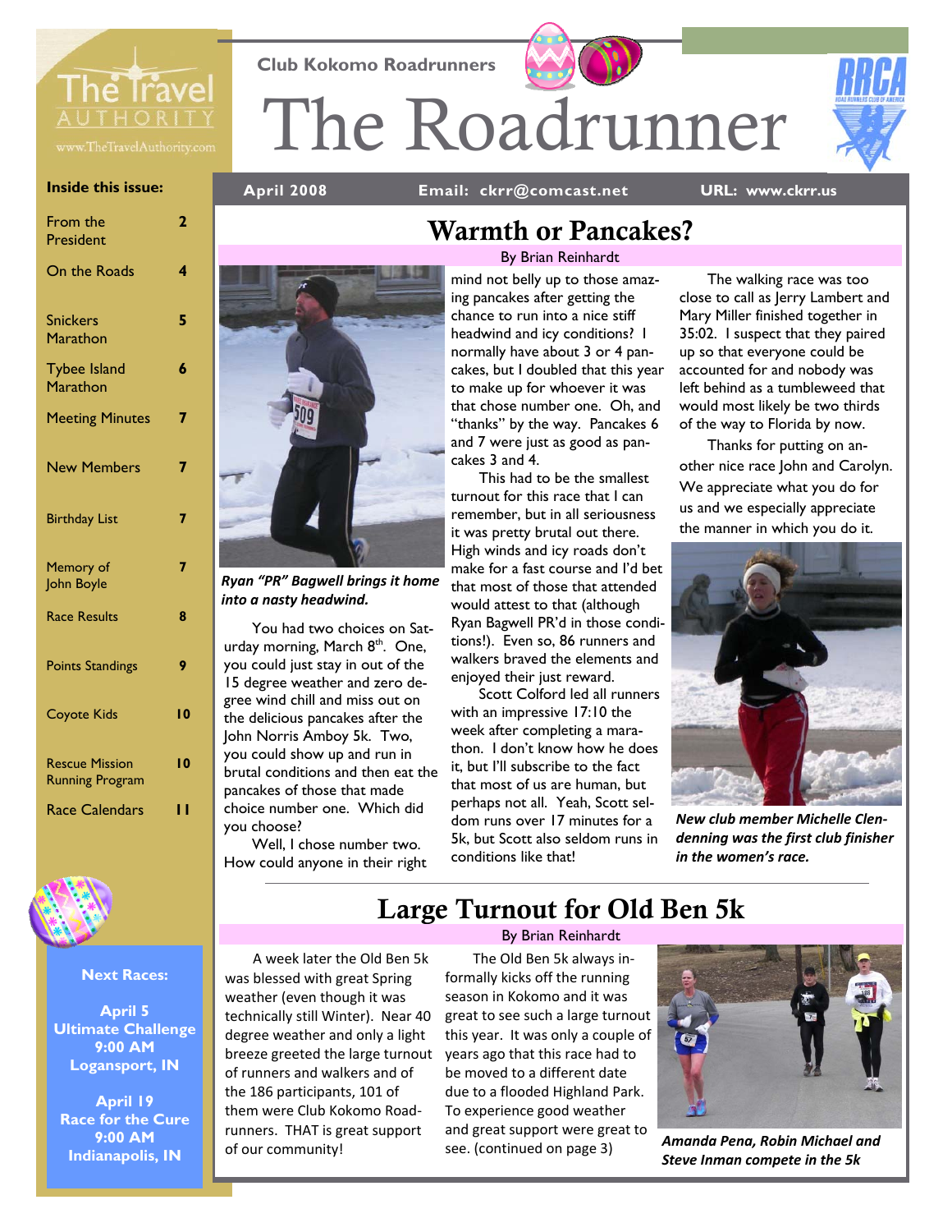Club Kokomo Roadrunners

# The Roadrunner

**April 2008** **Email: ckrr@comcast.net** **URL: www.ckrr.us**

**Inside this issue:**

| | |
|---|---|
| From the President | 2 |
| On the Roads | 4 |
| Snickers Marathon | 5 |
| Tybee Island Marathon | 6 |
| Meeting Minutes | 7 |
| New Members | 7 |
| Birthday List | 7 |
| Memory of John Boyle | 7 |
| Race Results | 8 |
| Points Standings | 9 |
| Coyote Kids | 10 |
| Rescue Mission Running Program | 10 |
| Race Calendars | 11 |

**Next Races:**

**April 5**
**Ultimate Challenge**
**9:00 AM**
**Logansport, IN**

**April 19**
**Race for the Cure**
**9:00 AM**
**Indianapolis, IN**

## Warmth or Pancakes?

By Brian Reinhardt

*Ryan "PR" Bagwell brings it home into a nasty headwind.*

You had two choices on Saturday morning, March 8th. One, you could just stay in out of the 15 degree weather and zero degree wind chill and miss out on the delicious pancakes after the John Norris Amboy 5k. Two, you could show up and run in brutal conditions and then eat the pancakes of those that made choice number one. Which did you choose?

Well, I chose number two. How could anyone in their right mind not belly up to those amazing pancakes after getting the chance to run into a nice stiff headwind and icy conditions? I normally have about 3 or 4 pancakes, but I doubled that this year to make up for whoever it was that chose number one. Oh, and "thanks" by the way. Pancakes 6 and 7 were just as good as pancakes 3 and 4.

This had to be the smallest turnout for this race that I can remember, but in all seriousness it was pretty brutal out there. High winds and icy roads don't make for a fast course and I'd bet that most of those that attended would attest to that (although Ryan Bagwell PR'd in those conditions!). Even so, 86 runners and walkers braved the elements and enjoyed their just reward.

Scott Colford led all runners with an impressive 17:10 the week after completing a marathon. I don't know how he does it, but I'll subscribe to the fact that most of us are human, but perhaps not all. Yeah, Scott seldom runs over 17 minutes for a 5k, but Scott also seldom runs in conditions like that!

The walking race was too close to call as Jerry Lambert and Mary Miller finished together in 35:02. I suspect that they paired up so that everyone could be accounted for and nobody was left behind as a tumbleweed that would most likely be two thirds of the way to Florida by now.

Thanks for putting on another nice race John and Carolyn. We appreciate what you do for us and we especially appreciate the manner in which you do it.

*New club member Michelle Clendenning was the first club finisher in the women's race.*

## Large Turnout for Old Ben 5k

By Brian Reinhardt

A week later the Old Ben 5k was blessed with great Spring weather (even though it was technically still Winter). Near 40 degree weather and only a light breeze greeted the large turnout of runners and walkers and of the 186 participants, 101 of them were Club Kokomo Roadrunners. THAT is great support of our community!

The Old Ben 5k always informally kicks off the running season in Kokomo and it was great to see such a large turnout this year. It was only a couple of years ago that this race had to be moved to a different date due to a flooded Highland Park. To experience good weather and great support were great to see. (continued on page 3)

*Amanda Pena, Robin Michael and Steve Inman compete in the 5k*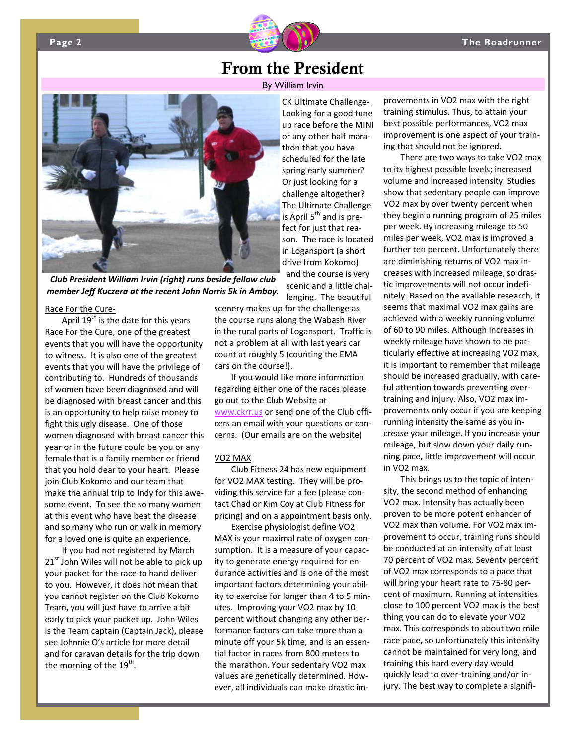# From the President

By William Irvin

*Club President William Irvin (right) runs beside fellow club member Jeff Kuczera at the recent John Norris 5k in Amboy.*

Race For the Cure-

April 19th is the date for this years Race For the Cure, one of the greatest events that you will have the opportunity to witness. It is also one of the greatest events that you will have the privilege of contributing to. Hundreds of thousands of women have been diagnosed and will be diagnosed with breast cancer and this is an opportunity to help raise money to fight this ugly disease. One of those women diagnosed with breast cancer this year or in the future could be you or any female that is a family member or friend that you hold dear to your heart. Please join Club Kokomo and our team that make the annual trip to Indy for this awesome event. To see the so many women at this event who have beat the disease and so many who run or walk in memory for a loved one is quite an experience.

If you had not registered by March 21st John Wiles will not be able to pick up your packet for the race to hand deliver to you. However, it does not mean that you cannot register on the Club Kokomo Team, you will just have to arrive a bit early to pick your packet up. John Wiles is the Team captain (Captain Jack), please see Johnnie O's article for more detail and for caravan details for the trip down the morning of the 19th.

CK Ultimate Challenge-

Looking for a good tune up race before the MINI or any other half marathon that you have scheduled for the late spring early summer? Or just looking for a challenge altogether? The Ultimate Challenge is April 5th and is prefect for just that reason. The race is located in Logansport (a short drive from Kokomo) and the course is very scenic and a little challenging. The beautiful scenery makes up for the challenge as the course runs along the Wabash River in the rural parts of Logansport. Traffic is not a problem at all with last years car count at roughly 5 (counting the EMA cars on the course!).

If you would like more information regarding either one of the races please go out to the Club Website at www.ckrr.us or send one of the Club officers an email with your questions or concerns. (Our emails are on the website)

VO2 MAX

Club Fitness 24 has new equipment for VO2 MAX testing. They will be providing this service for a fee (please contact Chad or Kim Coy at Club Fitness for pricing) and on a appointment basis only.

Exercise physiologist define VO2 MAX is your maximal rate of oxygen consumption. It is a measure of your capacity to generate energy required for endurance activities and is one of the most important factors determining your ability to exercise for longer than 4 to 5 minutes. Improving your VO2 max by 10 percent without changing any other performance factors can take more than a minute off your 5k time, and is an essential factor in races from 800 meters to the marathon. Your sedentary VO2 max values are genetically determined. However, all individuals can make drastic improvements in VO2 max with the right training stimulus. Thus, to attain your best possible performances, VO2 max improvement is one aspect of your training that should not be ignored.

There are two ways to take VO2 max to its highest possible levels; increased volume and increased intensity. Studies show that sedentary people can improve VO2 max by over twenty percent when they begin a running program of 25 miles per week. By increasing mileage to 50 miles per week, VO2 max is improved a further ten percent. Unfortunately there are diminishing returns of VO2 max increases with increased mileage, so drastic improvements will not occur indefinitely. Based on the available research, it seems that maximal VO2 max gains are achieved with a weekly running volume of 60 to 90 miles. Although increases in weekly mileage have shown to be particularly effective at increasing VO2 max, it is important to remember that mileage should be increased gradually, with careful attention towards preventing overtraining and injury. Also, VO2 max improvements only occur if you are keeping running intensity the same as you increase your mileage. If you increase your mileage, but slow down your daily running pace, little improvement will occur in VO2 max.

This brings us to the topic of intensity, the second method of enhancing VO2 max. Intensity has actually been proven to be more potent enhancer of VO2 max than volume. For VO2 max improvement to occur, training runs should be conducted at an intensity of at least 70 percent of VO2 max. Seventy percent of VO2 max corresponds to a pace that will bring your heart rate to 75-80 percent of maximum. Running at intensities close to 100 percent VO2 max is the best thing you can do to elevate your VO2 max. This corresponds to about two mile race pace, so unfortunately this intensity cannot be maintained for very long, and training this hard every day would quickly lead to over-training and/or injury. The best way to complete a signifi-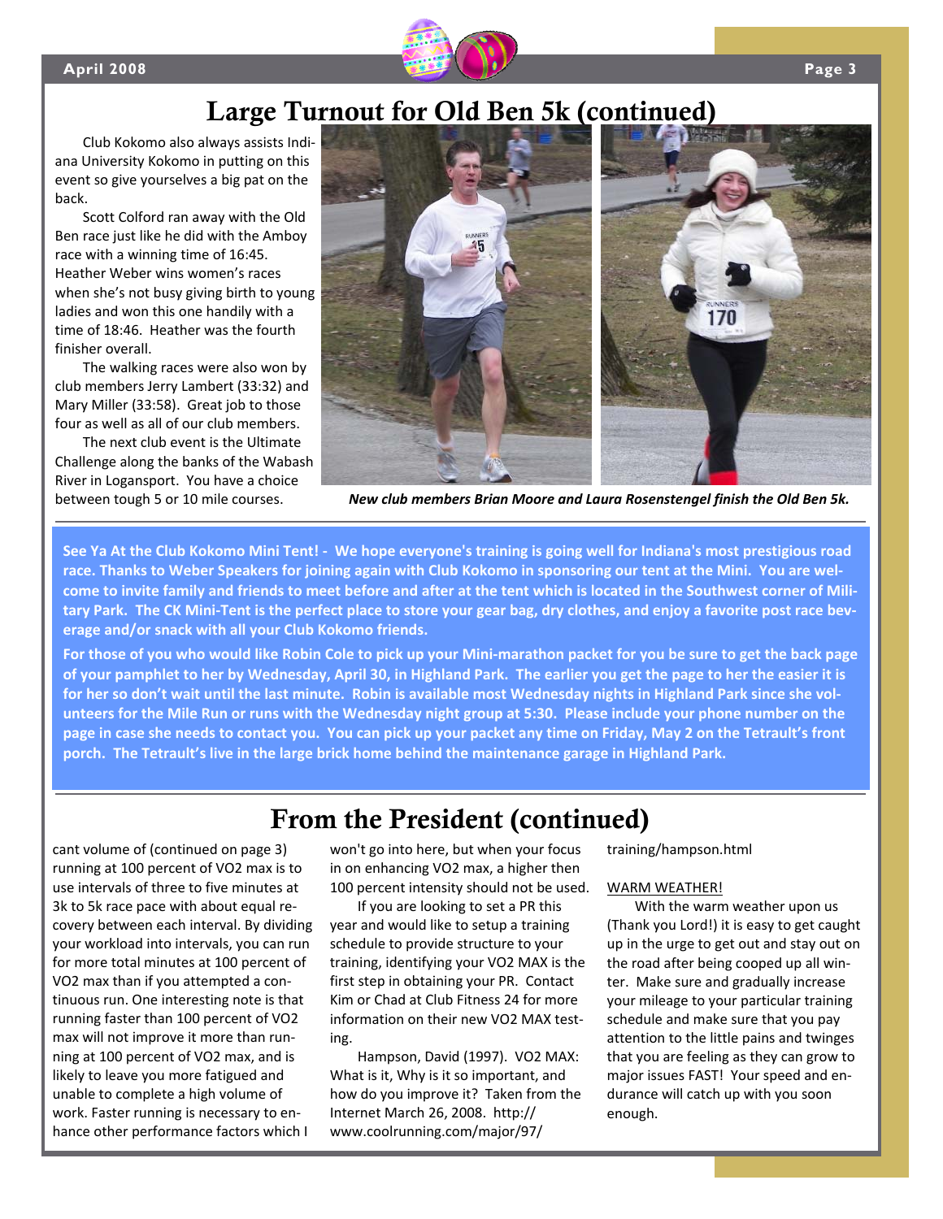# Large Turnout for Old Ben 5k (continued)

Club Kokomo also always assists Indiana University Kokomo in putting on this event so give yourselves a big pat on the back.

Scott Colford ran away with the Old Ben race just like he did with the Amboy race with a winning time of 16:45. Heather Weber wins women's races when she's not busy giving birth to young ladies and won this one handily with a time of 18:46. Heather was the fourth finisher overall.

The walking races were also won by club members Jerry Lambert (33:32) and Mary Miller (33:58). Great job to those four as well as all of our club members.

The next club event is the Ultimate Challenge along the banks of the Wabash River in Logansport. You have a choice between tough 5 or 10 mile courses.

***New club members Brian Moore and Laura Rosenstengel finish the Old Ben 5k.***

**See Ya At the Club Kokomo Mini Tent! - We hope everyone's training is going well for Indiana's most prestigious road race. Thanks to Weber Speakers for joining again with Club Kokomo in sponsoring our tent at the Mini. You are welcome to invite family and friends to meet before and after at the tent which is located in the Southwest corner of Military Park. The CK Mini-Tent is the perfect place to store your gear bag, dry clothes, and enjoy a favorite post race beverage and/or snack with all your Club Kokomo friends.**

**For those of you who would like Robin Cole to pick up your Mini-marathon packet for you be sure to get the back page of your pamphlet to her by Wednesday, April 30, in Highland Park. The earlier you get the page to her the easier it is for her so don't wait until the last minute. Robin is available most Wednesday nights in Highland Park since she volunteers for the Mile Run or runs with the Wednesday night group at 5:30. Please include your phone number on the page in case she needs to contact you. You can pick up your packet any time on Friday, May 2 on the Tetrault's front porch. The Tetrault's live in the large brick home behind the maintenance garage in Highland Park.**

# From the President (continued)

cant volume of (continued on page 3) running at 100 percent of VO2 max is to use intervals of three to five minutes at 3k to 5k race pace with about equal recovery between each interval. By dividing your workload into intervals, you can run for more total minutes at 100 percent of VO2 max than if you attempted a continuous run. One interesting note is that running faster than 100 percent of VO2 max will not improve it more than running at 100 percent of VO2 max, and is likely to leave you more fatigued and unable to complete a high volume of work. Faster running is necessary to enhance other performance factors which I won't go into here, but when your focus in on enhancing VO2 max, a higher then 100 percent intensity should not be used.

If you are looking to set a PR this year and would like to setup a training schedule to provide structure to your training, identifying your VO2 MAX is the first step in obtaining your PR. Contact Kim or Chad at Club Fitness 24 for more information on their new VO2 MAX testing.

Hampson, David (1997). VO2 MAX: What is it, Why is it so important, and how do you improve it? Taken from the Internet March 26, 2008. http://www.coolrunning.com/major/97/training/hampson.html

WARM WEATHER!

With the warm weather upon us (Thank you Lord!) it is easy to get caught up in the urge to get out and stay out on the road after being cooped up all winter. Make sure and gradually increase your mileage to your particular training schedule and make sure that you pay attention to the little pains and twinges that you are feeling as they can grow to major issues FAST! Your speed and endurance will catch up with you soon enough.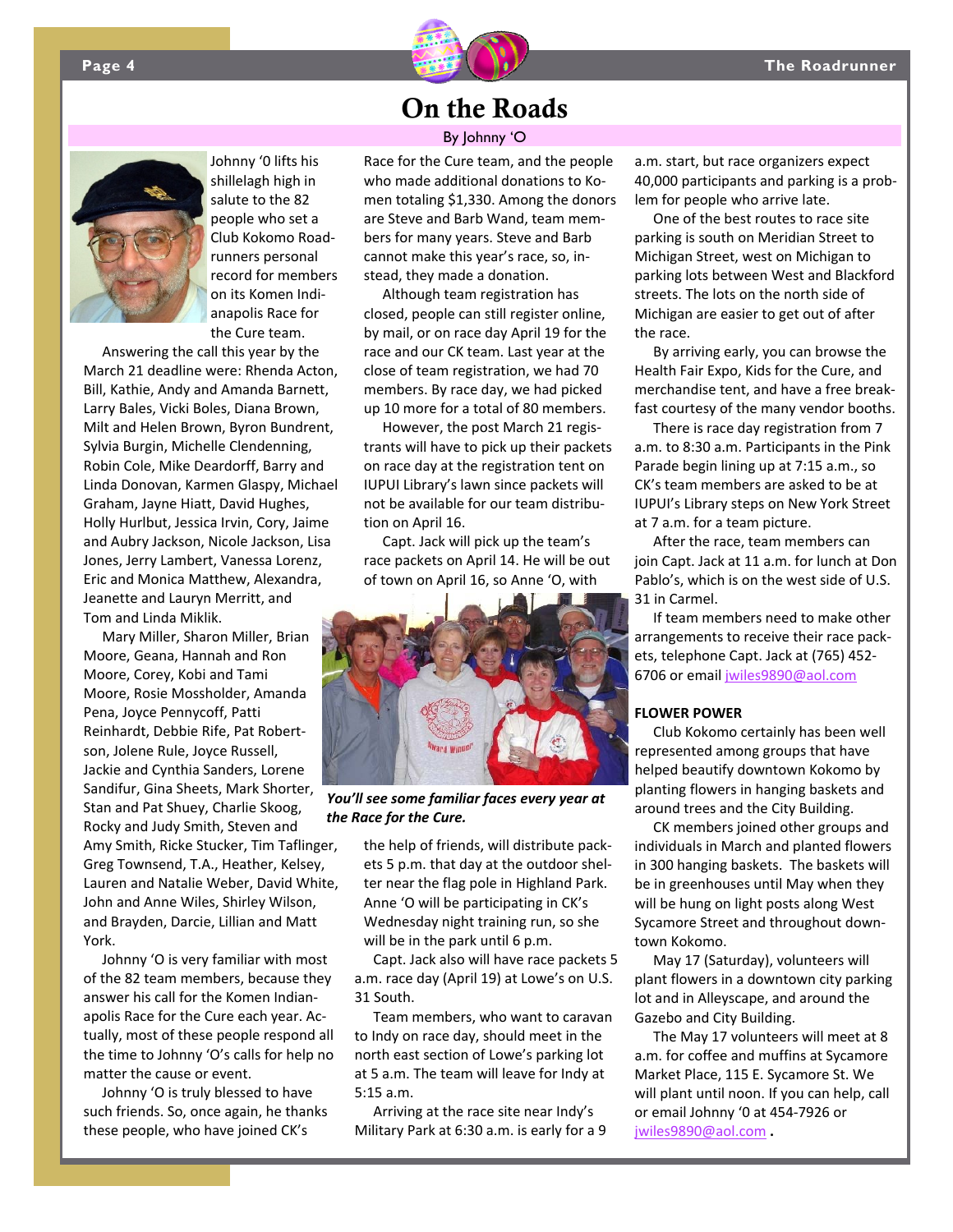# On the Roads

By Johnny 'O

Johnny '0 lifts his shillelagh high in salute to the 82 people who set a Club Kokomo Roadrunners personal record for members on its Komen Indianapolis Race for the Cure team.

Answering the call this year by the March 21 deadline were: Rhenda Acton, Bill, Kathie, Andy and Amanda Barnett, Larry Bales, Vicki Boles, Diana Brown, Milt and Helen Brown, Byron Bundrent, Sylvia Burgin, Michelle Clendenning, Robin Cole, Mike Deardorff, Barry and Linda Donovan, Karmen Glaspy, Michael Graham, Jayne Hiatt, David Hughes, Holly Hurlbut, Jessica Irvin, Cory, Jaime and Aubry Jackson, Nicole Jackson, Lisa Jones, Jerry Lambert, Vanessa Lorenz, Eric and Monica Matthew, Alexandra, Jeanette and Lauryn Merritt, and Tom and Linda Miklik.

Mary Miller, Sharon Miller, Brian Moore, Geana, Hannah and Ron Moore, Corey, Kobi and Tami Moore, Rosie Mossholder, Amanda Pena, Joyce Pennycoff, Patti Reinhardt, Debbie Rife, Pat Robertson, Jolene Rule, Joyce Russell, Jackie and Cynthia Sanders, Lorene Sandifur, Gina Sheets, Mark Shorter, Stan and Pat Shuey, Charlie Skoog, Rocky and Judy Smith, Steven and Amy Smith, Ricke Stucker, Tim Taflinger, Greg Townsend, T.A., Heather, Kelsey, Lauren and Natalie Weber, David White, John and Anne Wiles, Shirley Wilson, and Brayden, Darcie, Lillian and Matt York.

Johnny 'O is very familiar with most of the 82 team members, because they answer his call for the Komen Indianapolis Race for the Cure each year. Actually, most of these people respond all the time to Johnny 'O's calls for help no matter the cause or event.

Johnny 'O is truly blessed to have such friends. So, once again, he thanks these people, who have joined CK's Race for the Cure team, and the people who made additional donations to Komen totaling $1,330. Among the donors are Steve and Barb Wand, team members for many years. Steve and Barb cannot make this year's race, so, instead, they made a donation.

Although team registration has closed, people can still register online, by mail, or on race day April 19 for the race and our CK team. Last year at the close of team registration, we had 70 members. By race day, we had picked up 10 more for a total of 80 members.

However, the post March 21 registrants will have to pick up their packets on race day at the registration tent on IUPUI Library's lawn since packets will not be available for our team distribution on April 16.

Capt. Jack will pick up the team's race packets on April 14. He will be out of town on April 16, so Anne 'O, with the help of friends, will distribute packets 5 p.m. that day at the outdoor shelter near the flag pole in Highland Park. Anne 'O will be participating in CK's Wednesday night training run, so she will be in the park until 6 p.m.

*You'll see some familiar faces every year at the Race for the Cure.*

Capt. Jack also will have race packets 5 a.m. race day (April 19) at Lowe's on U.S. 31 South.

Team members, who want to caravan to Indy on race day, should meet in the north east section of Lowe's parking lot at 5 a.m. The team will leave for Indy at 5:15 a.m.

Arriving at the race site near Indy's Military Park at 6:30 a.m. is early for a 9 a.m. start, but race organizers expect 40,000 participants and parking is a problem for people who arrive late.

One of the best routes to race site parking is south on Meridian Street to Michigan Street, west on Michigan to parking lots between West and Blackford streets. The lots on the north side of Michigan are easier to get out of after the race.

By arriving early, you can browse the Health Fair Expo, Kids for the Cure, and merchandise tent, and have a free breakfast courtesy of the many vendor booths.

There is race day registration from 7 a.m. to 8:30 a.m. Participants in the Pink Parade begin lining up at 7:15 a.m., so CK's team members are asked to be at IUPUI's Library steps on New York Street at 7 a.m. for a team picture.

After the race, team members can join Capt. Jack at 11 a.m. for lunch at Don Pablo's, which is on the west side of U.S. 31 in Carmel.

If team members need to make other arrangements to receive their race packets, telephone Capt. Jack at (765) 452-6706 or email jwiles9890@aol.com

**FLOWER POWER**

Club Kokomo certainly has been well represented among groups that have helped beautify downtown Kokomo by planting flowers in hanging baskets and around trees and the City Building.

CK members joined other groups and individuals in March and planted flowers in 300 hanging baskets. The baskets will be in greenhouses until May when they will be hung on light posts along West Sycamore Street and throughout downtown Kokomo.

May 17 (Saturday), volunteers will plant flowers in a downtown city parking lot and in Alleyscape, and around the Gazebo and City Building.

The May 17 volunteers will meet at 8 a.m. for coffee and muffins at Sycamore Market Place, 115 E. Sycamore St. We will plant until noon. If you can help, call or email Johnny '0 at 454-7926 or jwiles9890@aol.com .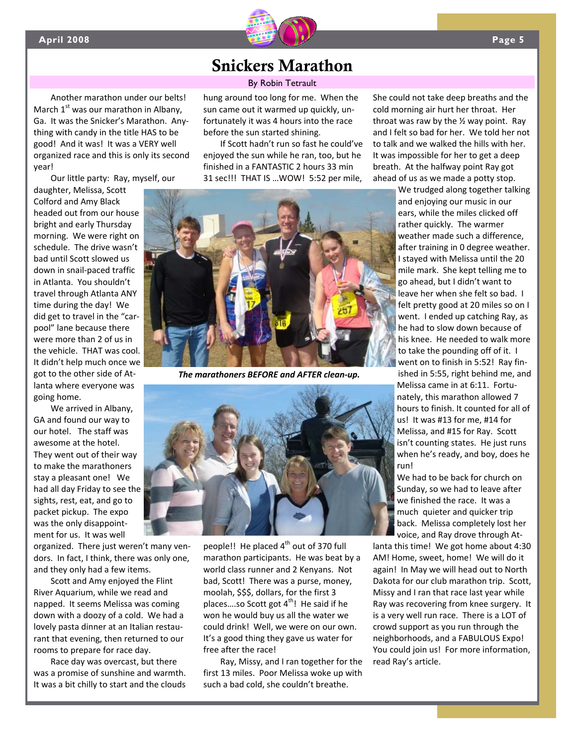# Snickers Marathon

By Robin Tetrault

Another marathon under our belts! March 1st was our marathon in Albany, Ga. It was the Snicker's Marathon. Anything with candy in the title HAS to be good! And it was! It was a VERY well organized race and this is only its second year!

Our little party: Ray, myself, our daughter, Melissa, Scott Colford and Amy Black headed out from our house bright and early Thursday morning. We were right on schedule. The drive wasn't bad until Scott slowed us down in snail-paced traffic in Atlanta. You shouldn't travel through Atlanta ANY time during the day! We did get to travel in the "car-pool" lane because there were more than 2 of us in the vehicle. THAT was cool. It didn't help much once we got to the other side of Atlanta where everyone was going home.

We arrived in Albany, GA and found our way to our hotel. The staff was awesome at the hotel. They went out of their way to make the marathoners stay a pleasant one! We had all day Friday to see the sights, rest, eat, and go to packet pickup. The expo was the only disappointment for us. It was well organized. There just weren't many vendors. In fact, I think, there was only one, and they only had a few items.

Scott and Amy enjoyed the Flint River Aquarium, while we read and napped. It seems Melissa was coming down with a doozy of a cold. We had a lovely pasta dinner at an Italian restaurant that evening, then returned to our rooms to prepare for race day.

Race day was overcast, but there was a promise of sunshine and warmth. It was a bit chilly to start and the clouds hung around too long for me. When the sun came out it warmed up quickly, unfortunately it was 4 hours into the race before the sun started shining.

If Scott hadn't run so fast he could've enjoyed the sun while he ran, too, but he finished in a FANTASTIC 2 hours 33 min 31 sec!!! THAT IS …WOW! 5:52 per mile, people!! He placed 4th out of 370 full marathon participants. He was beat by a world class runner and 2 Kenyans. Not bad, Scott! There was a purse, money, moolah, $$$, dollars, for the first 3 places….so Scott got 4th! He said if he won he would buy us all the water we could drink! Well, we were on our own. It's a good thing they gave us water for free after the race!

*The marathoners BEFORE and AFTER clean-up.*

Ray, Missy, and I ran together for the first 13 miles. Poor Melissa woke up with such a bad cold, she couldn't breathe. She could not take deep breaths and the cold morning air hurt her throat. Her throat was raw by the ½ way point. Ray and I felt so bad for her. We told her not to talk and we walked the hills with her. It was impossible for her to get a deep breath. At the halfway point Ray got ahead of us as we made a potty stop. We trudged along together talking and enjoying our music in our ears, while the miles clicked off rather quickly. The warmer weather made such a difference, after training in 0 degree weather. I stayed with Melissa until the 20 mile mark. She kept telling me to go ahead, but I didn't want to leave her when she felt so bad. I felt pretty good at 20 miles so on I went. I ended up catching Ray, as he had to slow down because of his knee. He needed to walk more to take the pounding off of it. I went on to finish in 5:52! Ray finished in 5:55, right behind me, and Melissa came in at 6:11. Fortunately, this marathon allowed 7 hours to finish. It counted for all of us! It was #13 for me, #14 for Melissa, and #15 for Ray. Scott isn't counting states. He just runs when he's ready, and boy, does he run!

We had to be back for church on Sunday, so we had to leave after we finished the race. It was a much quieter and quicker trip back. Melissa completely lost her voice, and Ray drove through Atlanta this time! We got home about 4:30 AM! Home, sweet, home! We will do it again! In May we will head out to North Dakota for our club marathon trip. Scott, Missy and I ran that race last year while Ray was recovering from knee surgery. It is a very well run race. There is a LOT of crowd support as you run through the neighborhoods, and a FABULOUS Expo! You could join us! For more information, read Ray's article.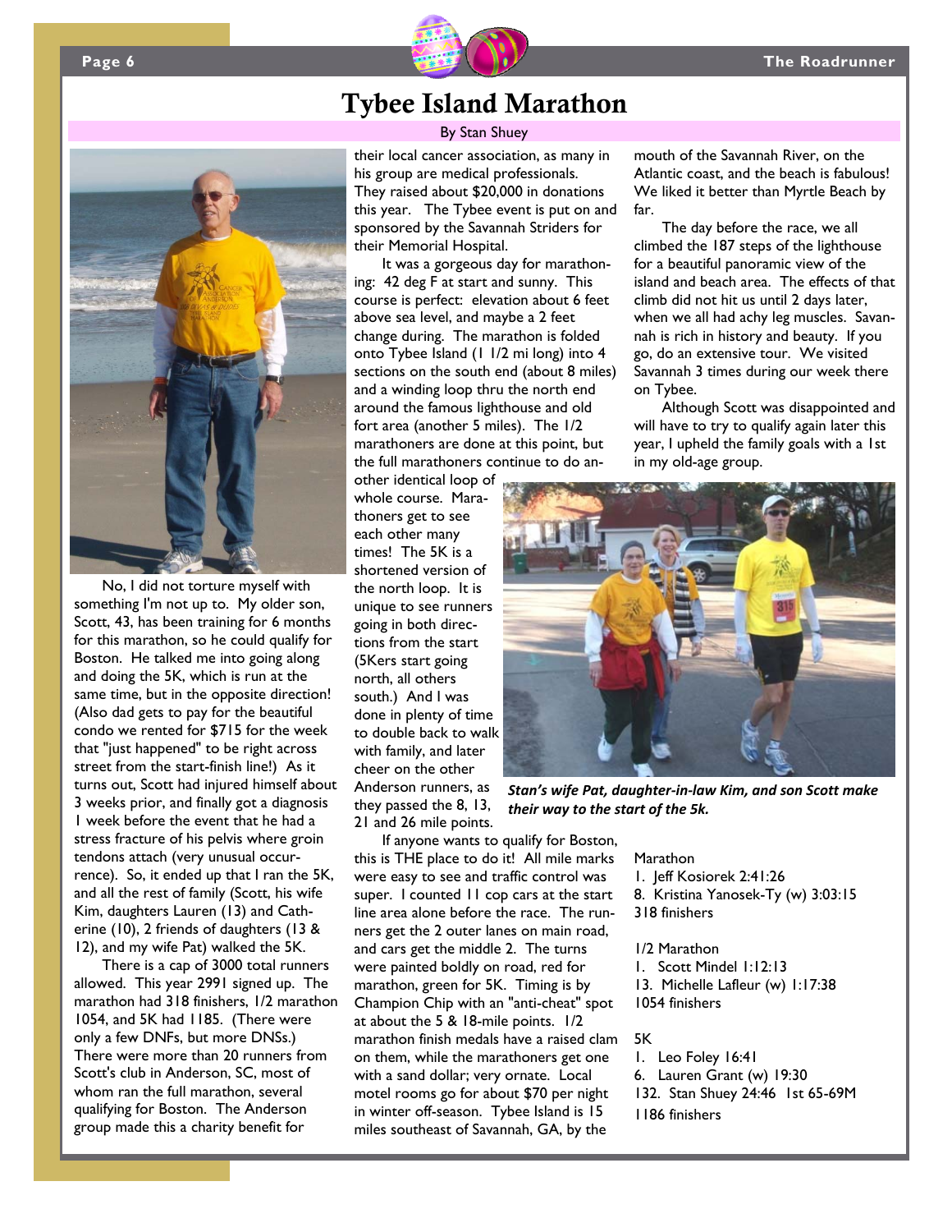# Tybee Island Marathon

By Stan Shuey

No, I did not torture myself with something I'm not up to. My older son, Scott, 43, has been training for 6 months for this marathon, so he could qualify for Boston. He talked me into going along and doing the 5K, which is run at the same time, but in the opposite direction! (Also dad gets to pay for the beautiful condo we rented for $715 for the week that "just happened" to be right across street from the start-finish line!) As it turns out, Scott had injured himself about 3 weeks prior, and finally got a diagnosis 1 week before the event that he had a stress fracture of his pelvis where groin tendons attach (very unusual occurrence). So, it ended up that I ran the 5K, and all the rest of family (Scott, his wife Kim, daughters Lauren (13) and Catherine (10), 2 friends of daughters (13 & 12), and my wife Pat) walked the 5K.

There is a cap of 3000 total runners allowed. This year 2991 signed up. The marathon had 318 finishers, 1/2 marathon 1054, and 5K had 1185. (There were only a few DNFs, but more DNSs.) There were more than 20 runners from Scott's club in Anderson, SC, most of whom ran the full marathon, several qualifying for Boston. The Anderson group made this a charity benefit for their local cancer association, as many in his group are medical professionals. They raised about $20,000 in donations this year. The Tybee event is put on and sponsored by the Savannah Striders for their Memorial Hospital.

It was a gorgeous day for marathoning: 42 deg F at start and sunny. This course is perfect: elevation about 6 feet above sea level, and maybe a 2 feet change during. The marathon is folded onto Tybee Island (1 1/2 mi long) into 4 sections on the south end (about 8 miles) and a winding loop thru the north end around the famous lighthouse and old fort area (another 5 miles). The 1/2 marathoners are done at this point, but the full marathoners continue to do another identical loop of whole course. Marathoners get to see each other many times! The 5K is a shortened version of the north loop. It is unique to see runners going in both directions from the start (5Kers start going north, all others south.) And I was done in plenty of time to double back to walk with family, and later cheer on the other Anderson runners, as they passed the 8, 13, 21 and 26 mile points.

If anyone wants to qualify for Boston, this is THE place to do it! All mile marks were easy to see and traffic control was super. I counted 11 cop cars at the start line area alone before the race. The runners get the 2 outer lanes on main road, and cars get the middle 2. The turns were painted boldly on road, red for marathon, green for 5K. Timing is by Champion Chip with an "anti-cheat" spot at about the 5 & 18-mile points. 1/2 marathon finish medals have a raised clam on them, while the marathoners get one with a sand dollar; very ornate. Local motel rooms go for about $70 per night in winter off-season. Tybee Island is 15 miles southeast of Savannah, GA, by the mouth of the Savannah River, on the Atlantic coast, and the beach is fabulous! We liked it better than Myrtle Beach by far.

The day before the race, we all climbed the 187 steps of the lighthouse for a beautiful panoramic view of the island and beach area. The effects of that climb did not hit us until 2 days later, when we all had achy leg muscles. Savannah is rich in history and beauty. If you go, do an extensive tour. We visited Savannah 3 times during our week there on Tybee.

Although Scott was disappointed and will have to try to qualify again later this year, I upheld the family goals with a 1st in my old-age group.

***Stan's wife Pat, daughter-in-law Kim, and son Scott make their way to the start of the 5k.***

Marathon
1. Jeff Kosiorek 2:41:26
8. Kristina Yanosek-Ty (w) 3:03:15
318 finishers

1/2 Marathon
1. Scott Mindel 1:12:13
13. Michelle Lafleur (w) 1:17:38
1054 finishers

5K
1. Leo Foley 16:41
6. Lauren Grant (w) 19:30
132. Stan Shuey 24:46 1st 65-69M
1186 finishers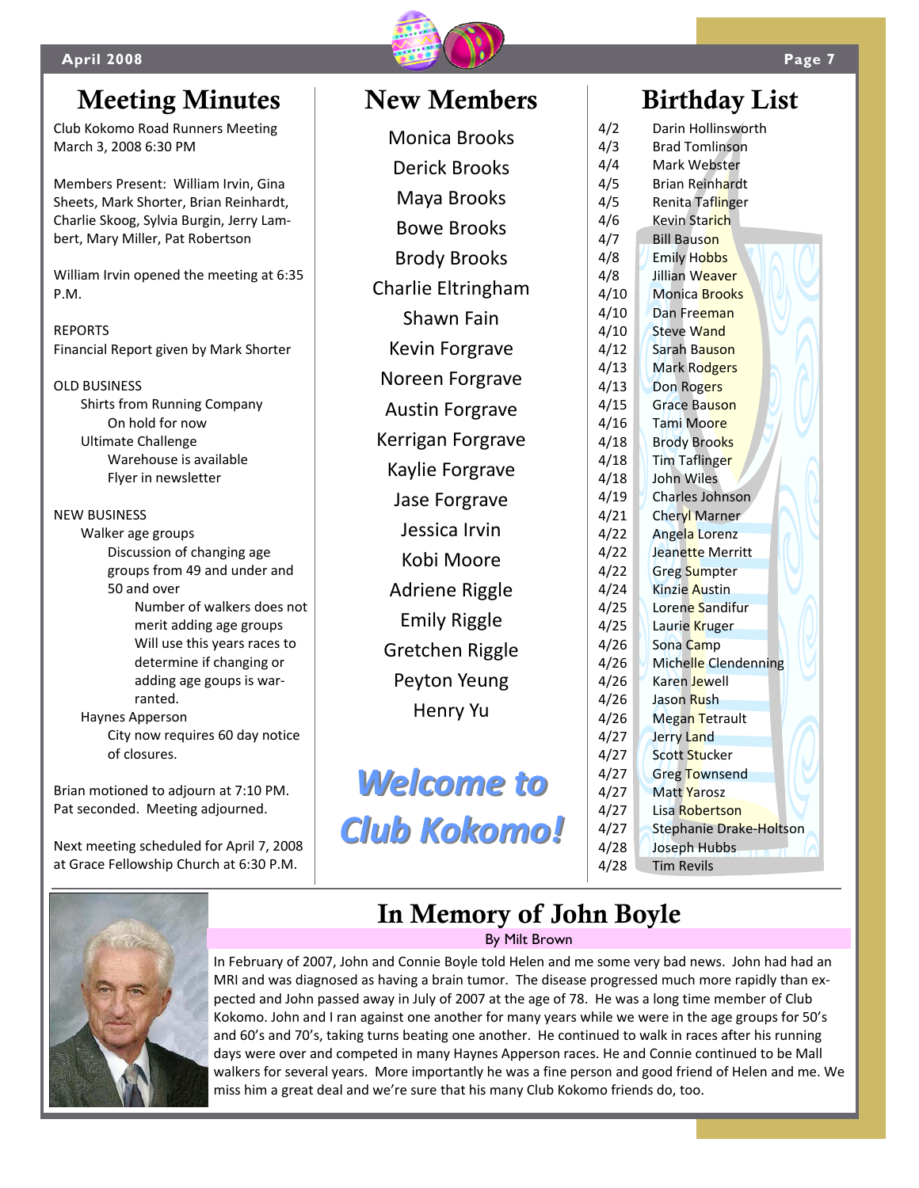# Meeting Minutes

Club Kokomo Road Runners Meeting
March 3, 2008 6:30 PM

Members Present: William Irvin, Gina Sheets, Mark Shorter, Brian Reinhardt, Charlie Skoog, Sylvia Burgin, Jerry Lambert, Mary Miller, Pat Robertson

William Irvin opened the meeting at 6:35 P.M.

REPORTS
Financial Report given by Mark Shorter

OLD BUSINESS

- Shirts from Running Company
  - On hold for now
- Ultimate Challenge
  - Warehouse is available
  - Flyer in newsletter

NEW BUSINESS

- Walker age groups
  - Discussion of changing age groups from 49 and under and 50 and over
    - Number of walkers does not merit adding age groups
    - Will use this years races to determine if changing or adding age goups is warranted.
- Haynes Apperson
  - City now requires 60 day notice of closures.

Brian motioned to adjourn at 7:10 PM. Pat seconded. Meeting adjourned.

Next meeting scheduled for April 7, 2008 at Grace Fellowship Church at 6:30 P.M.

# New Members

Monica Brooks
Derick Brooks
Maya Brooks
Bowe Brooks
Brody Brooks
Charlie Eltringham
Shawn Fain
Kevin Forgrave
Noreen Forgrave
Austin Forgrave
Kerrigan Forgrave
Kaylie Forgrave
Jase Forgrave
Jessica Irvin
Kobi Moore
Adriene Riggle
Emily Riggle
Gretchen Riggle
Peyton Yeung
Henry Yu

***Welcome to Club Kokomo!***

# Birthday List

| | |
|---|---|
| 4/2 | Darin Hollinsworth |
| 4/3 | Brad Tomlinson |
| 4/4 | Mark Webster |
| 4/5 | Brian Reinhardt |
| 4/5 | Renita Taflinger |
| 4/6 | Kevin Starich |
| 4/7 | Bill Bauson |
| 4/8 | Emily Hobbs |
| 4/8 | Jillian Weaver |
| 4/10 | Monica Brooks |
| 4/10 | Dan Freeman |
| 4/10 | Steve Wand |
| 4/12 | Sarah Bauson |
| 4/13 | Mark Rodgers |
| 4/13 | Don Rogers |
| 4/15 | Grace Bauson |
| 4/16 | Tami Moore |
| 4/18 | Brody Brooks |
| 4/18 | Tim Taflinger |
| 4/18 | John Wiles |
| 4/19 | Charles Johnson |
| 4/21 | Cheryl Marner |
| 4/22 | Angela Lorenz |
| 4/22 | Jeanette Merritt |
| 4/22 | Greg Sumpter |
| 4/24 | Kinzie Austin |
| 4/25 | Lorene Sandifur |
| 4/25 | Laurie Kruger |
| 4/26 | Sona Camp |
| 4/26 | Michelle Clendenning |
| 4/26 | Karen Jewell |
| 4/26 | Jason Rush |
| 4/26 | Megan Tetrault |
| 4/27 | Jerry Land |
| 4/27 | Scott Stucker |
| 4/27 | Greg Townsend |
| 4/27 | Matt Yarosz |
| 4/27 | Lisa Robertson |
| 4/27 | Stephanie Drake-Holtson |
| 4/28 | Joseph Hubbs |
| 4/28 | Tim Revils |

# In Memory of John Boyle

By Milt Brown

In February of 2007, John and Connie Boyle told Helen and me some very bad news. John had had an MRI and was diagnosed as having a brain tumor. The disease progressed much more rapidly than expected and John passed away in July of 2007 at the age of 78. He was a long time member of Club Kokomo. John and I ran against one another for many years while we were in the age groups for 50's and 60's and 70's, taking turns beating one another. He continued to walk in races after his running days were over and competed in many Haynes Apperson races. He and Connie continued to be Mall walkers for several years. More importantly he was a fine person and good friend of Helen and me. We miss him a great deal and we're sure that his many Club Kokomo friends do, too.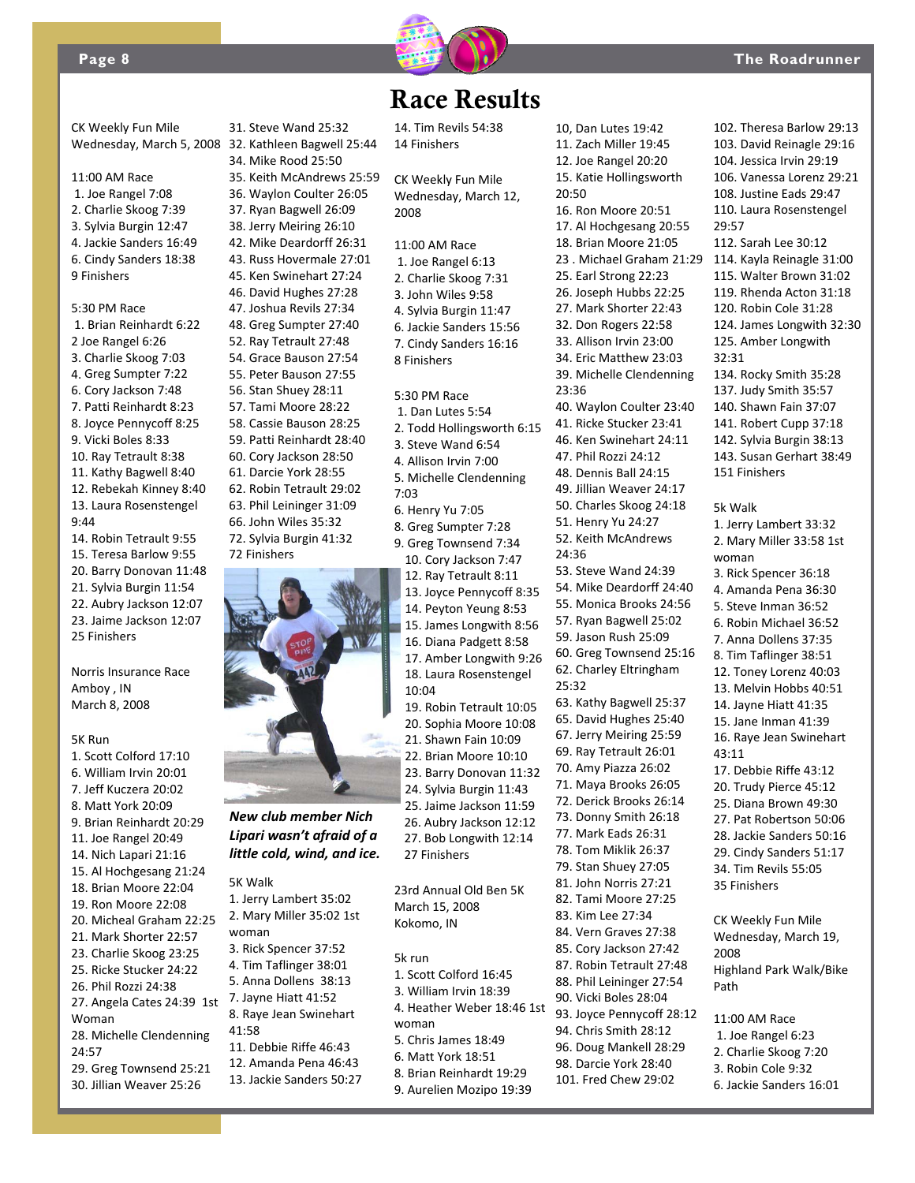# Race Results

CK Weekly Fun Mile
Wednesday, March 5, 2008

11:00 AM Race
1. Joe Rangel 7:08
2. Charlie Skoog 7:39
3. Sylvia Burgin 12:47
4. Jackie Sanders 16:49
6. Cindy Sanders 18:38
9 Finishers

5:30 PM Race
1. Brian Reinhardt 6:22
2 Joe Rangel 6:26
3. Charlie Skoog 7:03
4. Greg Sumpter 7:22
6. Cory Jackson 7:48
7. Patti Reinhardt 8:23
8. Joyce Pennycoff 8:25
9. Vicki Boles 8:33
10. Ray Tetrault 8:38
11. Kathy Bagwell 8:40
12. Rebekah Kinney 8:40
13. Laura Rosenstengel 9:44
14. Robin Tetrault 9:55
15. Teresa Barlow 9:55
20. Barry Donovan 11:48
21. Sylvia Burgin 11:54
22. Aubry Jackson 12:07
23. Jaime Jackson 12:07
25 Finishers

Norris Insurance Race
Amboy , IN
March 8, 2008

5K Run
1. Scott Colford 17:10
6. William Irvin 20:01
7. Jeff Kuczera 20:02
8. Matt York 20:09
9. Brian Reinhardt 20:29
11. Joe Rangel 20:49
14. Nich Lapari 21:16
15. Al Hochgesang 21:24
18. Brian Moore 22:04
19. Ron Moore 22:08
20. Micheal Graham 22:25
21. Mark Shorter 22:57
23. Charlie Skoog 23:25
25. Ricke Stucker 24:22
26. Phil Rozzi 24:38
27. Angela Cates 24:39 1st Woman
28. Michelle Clendenning 24:57
29. Greg Townsend 25:21
30. Jillian Weaver 25:26
31. Steve Wand 25:32
32. Kathleen Bagwell 25:44
34. Mike Rood 25:50
35. Keith McAndrews 25:59
36. Waylon Coulter 26:05
37. Ryan Bagwell 26:09
38. Jerry Meiring 26:10
42. Mike Deardorff 26:31
43. Russ Hovermale 27:01
45. Ken Swinehart 27:24
46. David Hughes 27:28
47. Joshua Revils 27:34
48. Greg Sumpter 27:40
52. Ray Tetrault 27:48
54. Grace Bauson 27:54
55. Peter Bauson 27:55
56. Stan Shuey 28:11
57. Tami Moore 28:22
58. Cassie Bauson 28:25
59. Patti Reinhardt 28:40
60. Cory Jackson 28:50
61. Darcie York 28:55
62. Robin Tetrault 29:02
63. Phil Leininger 31:09
66. John Wiles 35:32
72. Sylvia Burgin 41:32
72 Finishers

***New club member Nich Lipari wasn't afraid of a little cold, wind, and ice.***

5K Walk
1. Jerry Lambert 35:02
2. Mary Miller 35:02 1st woman
3. Rick Spencer 37:52
4. Tim Taflinger 38:01
5. Anna Dollens 38:13
7. Jayne Hiatt 41:52
8. Raye Jean Swinehart 41:58
11. Debbie Riffe 46:43
12. Amanda Pena 46:43
13. Jackie Sanders 50:27
14. Tim Revils 54:38
14 Finishers

CK Weekly Fun Mile
Wednesday, March 12, 2008

11:00 AM Race
1. Joe Rangel 6:13
2. Charlie Skoog 7:31
3. John Wiles 9:58
4. Sylvia Burgin 11:47
6. Jackie Sanders 15:56
7. Cindy Sanders 16:16
8 Finishers

5:30 PM Race
1. Dan Lutes 5:54
2. Todd Hollingsworth 6:15
3. Steve Wand 6:54
4. Allison Irvin 7:00
5. Michelle Clendenning 7:03
6. Henry Yu 7:05
8. Greg Sumpter 7:28
9. Greg Townsend 7:34
10. Cory Jackson 7:47
12. Ray Tetrault 8:11
13. Joyce Pennycoff 8:35
14. Peyton Yeung 8:53
15. James Longwith 8:56
16. Diana Padgett 8:58
17. Amber Longwith 9:26
18. Laura Rosenstengel 10:04
19. Robin Tetrault 10:05
20. Sophia Moore 10:08
21. Shawn Fain 10:09
22. Brian Moore 10:10
23. Barry Donovan 11:32
24. Sylvia Burgin 11:43
25. Jaime Jackson 11:59
26. Aubry Jackson 12:12
27. Bob Longwith 12:14
27 Finishers

23rd Annual Old Ben 5K
March 15, 2008
Kokomo, IN

5k run
1. Scott Colford 16:45
3. William Irvin 18:39
4. Heather Weber 18:46 1st woman
5. Chris James 18:49
6. Matt York 18:51
8. Brian Reinhardt 19:29
9. Aurelien Mozipo 19:39
10, Dan Lutes 19:42
11. Zach Miller 19:45
12. Joe Rangel 20:20
15. Katie Hollingsworth 20:50
16. Ron Moore 20:51
17. Al Hochgesang 20:55
18. Brian Moore 21:05
23 . Michael Graham 21:29
25. Earl Strong 22:23
26. Joseph Hubbs 22:25
27. Mark Shorter 22:43
32. Don Rogers 22:58
33. Allison Irvin 23:00
34. Eric Matthew 23:03
39. Michelle Clendenning 23:36
40. Waylon Coulter 23:40
41. Ricke Stucker 23:41
46. Ken Swinehart 24:11
47. Phil Rozzi 24:12
48. Dennis Ball 24:15
49. Jillian Weaver 24:17
50. Charles Skoog 24:18
51. Henry Yu 24:27
52. Keith McAndrews 24:36
53. Steve Wand 24:39
54. Mike Deardorff 24:40
55. Monica Brooks 24:56
57. Ryan Bagwell 25:02
59. Jason Rush 25:09
60. Greg Townsend 25:16
62. Charley Eltringham 25:32
63. Kathy Bagwell 25:37
65. David Hughes 25:40
67. Jerry Meiring 25:59
69. Ray Tetrault 26:01
70. Amy Piazza 26:02
71. Maya Brooks 26:05
72. Derick Brooks 26:14
73. Donny Smith 26:18
77. Mark Eads 26:31
78. Tom Miklik 26:37
79. Stan Shuey 27:05
81. John Norris 27:21
82. Tami Moore 27:25
83. Kim Lee 27:34
84. Vern Graves 27:38
85. Cory Jackson 27:42
87. Robin Tetrault 27:48
88. Phil Leininger 27:54
90. Vicki Boles 28:04
93. Joyce Pennycoff 28:12
94. Chris Smith 28:12
96. Doug Mankell 28:29
98. Darcie York 28:40
101. Fred Chew 29:02
102. Theresa Barlow 29:13
103. David Reinagle 29:16
104. Jessica Irvin 29:19
106. Vanessa Lorenz 29:21
108. Justine Eads 29:47
110. Laura Rosenstengel 29:57
112. Sarah Lee 30:12
114. Kayla Reinagle 31:00
115. Walter Brown 31:02
119. Rhenda Acton 31:18
120. Robin Cole 31:28
124. James Longwith 32:30
125. Amber Longwith 32:31
134. Rocky Smith 35:28
137. Judy Smith 35:57
140. Shawn Fain 37:07
141. Robert Cupp 37:18
142. Sylvia Burgin 38:13
143. Susan Gerhart 38:49
151 Finishers

5k Walk
1. Jerry Lambert 33:32
2. Mary Miller 33:58 1st woman
3. Rick Spencer 36:18
4. Amanda Pena 36:30
5. Steve Inman 36:52
6. Robin Michael 36:52
7. Anna Dollens 37:35
8. Tim Taflinger 38:51
12. Toney Lorenz 40:03
13. Melvin Hobbs 40:51
14. Jayne Hiatt 41:35
15. Jane Inman 41:39
16. Raye Jean Swinehart 43:11
17. Debbie Riffe 43:12
20. Trudy Pierce 45:12
25. Diana Brown 49:30
27. Pat Robertson 50:06
28. Jackie Sanders 50:16
29. Cindy Sanders 51:17
34. Tim Revils 55:05
35 Finishers

CK Weekly Fun Mile
Wednesday, March 19, 2008
Highland Park Walk/Bike Path

11:00 AM Race
1. Joe Rangel 6:23
2. Charlie Skoog 7:20
3. Robin Cole 9:32
6. Jackie Sanders 16:01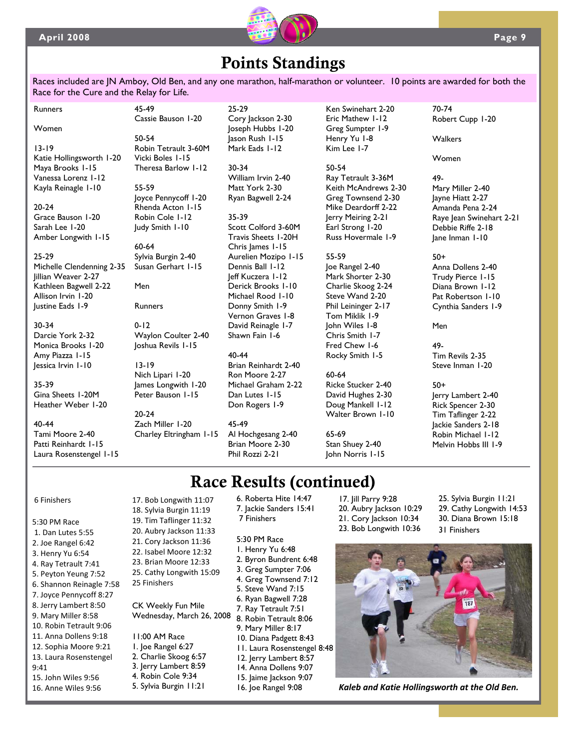# Points Standings

Races included are JN Amboy, Old Ben, and any one marathon, half-marathon or volunteer. 10 points are awarded for both the Race for the Cure and the Relay for Life.

Runners

Women

13-19
Katie Hollingsworth 1-20
Maya Brooks 1-15
Vanessa Lorenz 1-12
Kayla Reinagle 1-10

20-24
Grace Bauson 1-20
Sarah Lee 1-20
Amber Longwith 1-15

25-29
Michelle Clendenning 2-35
Jillian Weaver 2-27
Kathleen Bagwell 2-22
Allison Irvin 1-20
Justine Eads 1-9

30-34
Darcie York 2-32
Monica Brooks 1-20
Amy Piazza 1-15
Jessica Irvin 1-10

35-39
Gina Sheets 1-20M
Heather Weber 1-20

40-44
Tami Moore 2-40
Patti Reinhardt 1-15
Laura Rosenstengel 1-15

45-49
Cassie Bauson 1-20

50-54
Robin Tetrault 3-60M
Vicki Boles 1-15
Theresa Barlow 1-12

55-59
Joyce Pennycoff 1-20
Rhenda Acton 1-15
Robin Cole 1-12
Judy Smith 1-10

60-64
Sylvia Burgin 2-40
Susan Gerhart 1-15

Men

Runners

0-12
Waylon Coulter 2-40
Joshua Revils 1-15

13-19
Nich Lipari 1-20
James Longwith 1-20
Peter Bauson 1-15

20-24
Zach Miller 1-20
Charley Eltringham 1-15

25-29
Cory Jackson 2-30
Joseph Hubbs 1-20
Jason Rush 1-15
Mark Eads 1-12

30-34
William Irvin 2-40
Matt York 2-30
Ryan Bagwell 2-24

35-39
Scott Colford 3-60M
Travis Sheets 1-20H
Chris James 1-15
Aurelien Mozipo 1-15
Dennis Ball 1-12
Jeff Kuczera 1-12
Derick Brooks 1-10
Michael Rood 1-10
Donny Smith 1-9
Vernon Graves 1-8
David Reinagle 1-7
Shawn Fain 1-6

40-44
Brian Reinhardt 2-40
Ron Moore 2-27
Michael Graham 2-22
Dan Lutes 1-15
Don Rogers 1-9

45-49
Al Hochgesang 2-40
Brian Moore 2-30
Phil Rozzi 2-21
Ken Swinehart 2-20
Eric Mathew 1-12
Greg Sumpter 1-9
Henry Yu 1-8
Kim Lee 1-7

50-54
Ray Tetrault 3-36M
Keith McAndrews 2-30
Greg Townsend 2-30
Mike Deardorff 2-22
Jerry Meiring 2-21
Earl Strong 1-20
Russ Hovermale 1-9

55-59
Joe Rangel 2-40
Mark Shorter 2-30
Charlie Skoog 2-24
Steve Wand 2-20
Phil Leininger 2-17
Tom Miklik 1-9
John Wiles 1-8
Chris Smith 1-7
Fred Chew 1-6
Rocky Smith 1-5

60-64
Ricke Stucker 2-40
David Hughes 2-30
Doug Mankell 1-12
Walter Brown 1-10

65-69
Stan Shuey 2-40
John Norris 1-15

70-74
Robert Cupp 1-20

Walkers

Women

49-
Mary Miller 2-40
Jayne Hiatt 2-27
Amanda Pena 2-24
Raye Jean Swinehart 2-21
Debbie Riffe 2-18
Jane Inman 1-10

50+
Anna Dollens 2-40
Trudy Pierce 1-15
Diana Brown 1-12
Pat Robertson 1-10
Cynthia Sanders 1-9

Men

49-
Tim Revils 2-35
Steve Inman 1-20

50+
Jerry Lambert 2-40
Rick Spencer 2-30
Tim Taflinger 2-22
Jackie Sanders 2-18
Robin Michael 1-12
Melvin Hobbs III 1-9

# Race Results (continued)

6 Finishers

5:30 PM Race
1. Dan Lutes 5:55
2. Joe Rangel 6:42
3. Henry Yu 6:54
4. Ray Tetrault 7:41
5. Peyton Yeung 7:52
6. Shannon Reinagle 7:58
7. Joyce Pennycoff 8:27
8. Jerry Lambert 8:50
9. Mary Miller 8:58
10. Robin Tetrault 9:06
11. Anna Dollens 9:18
12. Sophia Moore 9:21
13. Laura Rosenstengel 9:41
15. John Wiles 9:56
16. Anne Wiles 9:56
17. Bob Longwith 11:07
18. Sylvia Burgin 11:19
19. Tim Taflinger 11:32
20. Aubry Jackson 11:33
21. Cory Jackson 11:36
22. Isabel Moore 12:32
23. Brian Moore 12:33
25. Cathy Longwith 15:09
25 Finishers

CK Weekly Fun Mile
Wednesday, March 26, 2008

11:00 AM Race
1. Joe Rangel 6:27
2. Charlie Skoog 6:57
3. Jerry Lambert 8:59
4. Robin Cole 9:34
5. Sylvia Burgin 11:21
6. Roberta Hite 14:47
7. Jackie Sanders 15:41
7 Finishers

5:30 PM Race
1. Henry Yu 6:48
2. Byron Bundrent 6:48
3. Greg Sumpter 7:06
4. Greg Townsend 7:12
5. Steve Wand 7:15
6. Ryan Bagwell 7:28
7. Ray Tetrault 7:51
8. Robin Tetrault 8:06
9. Mary Miller 8:17
10. Diana Padgett 8:43
11. Laura Rosenstengel 8:48
12. Jerry Lambert 8:57
14. Anna Dollens 9:07
15. Jaime Jackson 9:07
16. Joe Rangel 9:08
17. Jill Parry 9:28
20. Aubry Jackson 10:29
21. Cory Jackson 10:34
23. Bob Longwith 10:36
25. Sylvia Burgin 11:21
29. Cathy Longwith 14:53
30. Diana Brown 15:18
31 Finishers

*Kaleb and Katie Hollingsworth at the Old Ben.*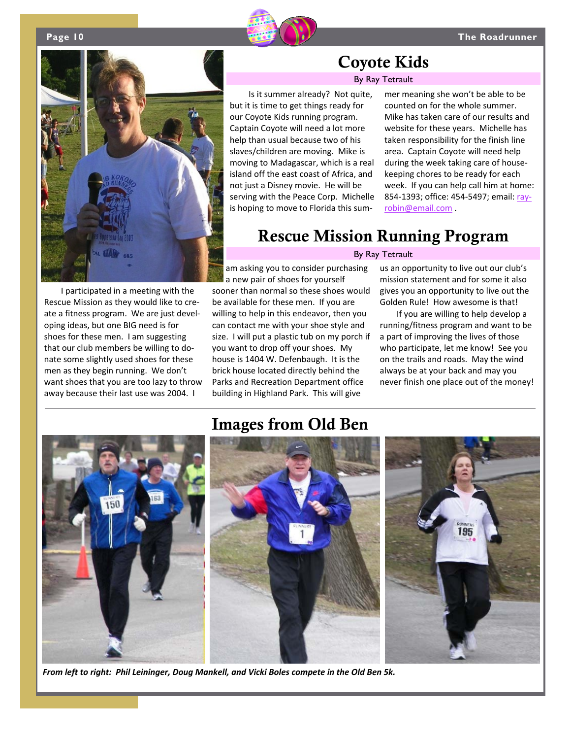## Coyote Kids

By Ray Tetrault

Is it summer already? Not quite, but it is time to get things ready for our Coyote Kids running program. Captain Coyote will need a lot more help than usual because two of his slaves/children are moving. Mike is moving to Madagascar, which is a real island off the east coast of Africa, and not just a Disney movie. He will be serving with the Peace Corp. Michelle is hoping to move to Florida this summer meaning she won't be able to be counted on for the whole summer. Mike has taken care of our results and website for these years. Michelle has taken responsibility for the finish line area. Captain Coyote will need help during the week taking care of housekeeping chores to be ready for each week. If you can help call him at home: 854-1393; office: 454-5497; email: ray-robin@email.com .

## Rescue Mission Running Program

By Ray Tetrault

I participated in a meeting with the Rescue Mission as they would like to create a fitness program. We are just developing ideas, but one BIG need is for shoes for these men. I am suggesting that our club members be willing to donate some slightly used shoes for these men as they begin running. We don't want shoes that you are too lazy to throw away because their last use was 2004. I am asking you to consider purchasing a new pair of shoes for yourself sooner than normal so these shoes would be available for these men. If you are willing to help in this endeavor, then you can contact me with your shoe style and size. I will put a plastic tub on my porch if you want to drop off your shoes. My house is 1404 W. Defenbaugh. It is the brick house located directly behind the Parks and Recreation Department office building in Highland Park. This will give us an opportunity to live out our club's mission statement and for some it also gives you an opportunity to live out the Golden Rule! How awesome is that!

If you are willing to help develop a running/fitness program and want to be a part of improving the lives of those who participate, let me know! See you on the trails and roads. May the wind always be at your back and may you never finish one place out of the money!

## Images from Old Ben

*From left to right: Phil Leininger, Doug Mankell, and Vicki Boles compete in the Old Ben 5k.*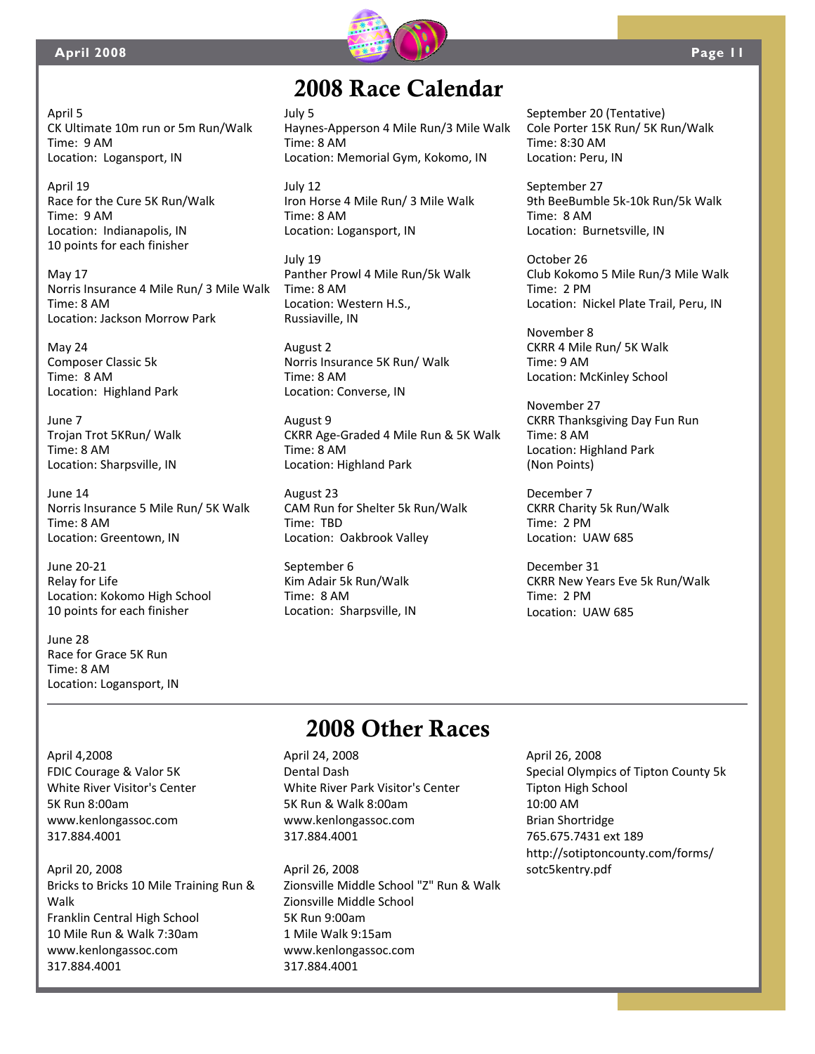# 2008 Race Calendar

April 5
CK Ultimate 10m run or 5m Run/Walk
Time: 9 AM
Location: Logansport, IN

April 19
Race for the Cure 5K Run/Walk
Time: 9 AM
Location: Indianapolis, IN
10 points for each finisher

May 17
Norris Insurance 4 Mile Run/ 3 Mile Walk
Time: 8 AM
Location: Jackson Morrow Park

May 24
Composer Classic 5k
Time: 8 AM
Location: Highland Park

June 7
Trojan Trot 5KRun/ Walk
Time: 8 AM
Location: Sharpsville, IN

June 14
Norris Insurance 5 Mile Run/ 5K Walk
Time: 8 AM
Location: Greentown, IN

June 20-21
Relay for Life
Location: Kokomo High School
10 points for each finisher

June 28
Race for Grace 5K Run
Time: 8 AM
Location: Logansport, IN

July 5
Haynes-Apperson 4 Mile Run/3 Mile Walk
Time: 8 AM
Location: Memorial Gym, Kokomo, IN

July 12
Iron Horse 4 Mile Run/ 3 Mile Walk
Time: 8 AM
Location: Logansport, IN

July 19
Panther Prowl 4 Mile Run/5k Walk
Time: 8 AM
Location: Western H.S.,
Russiaville, IN

August 2
Norris Insurance 5K Run/ Walk
Time: 8 AM
Location: Converse, IN

August 9
CKRR Age-Graded 4 Mile Run & 5K Walk
Time: 8 AM
Location: Highland Park

August 23
CAM Run for Shelter 5k Run/Walk
Time: TBD
Location: Oakbrook Valley

September 6
Kim Adair 5k Run/Walk
Time: 8 AM
Location: Sharpsville, IN

September 20 (Tentative)
Cole Porter 15K Run/ 5K Run/Walk
Time: 8:30 AM
Location: Peru, IN

September 27
9th BeeBumble 5k-10k Run/5k Walk
Time: 8 AM
Location: Burnetsville, IN

October 26
Club Kokomo 5 Mile Run/3 Mile Walk
Time: 2 PM
Location: Nickel Plate Trail, Peru, IN

November 8
CKRR 4 Mile Run/ 5K Walk
Time: 9 AM
Location: McKinley School

November 27
CKRR Thanksgiving Day Fun Run
Time: 8 AM
Location: Highland Park
(Non Points)

December 7
CKRR Charity 5k Run/Walk
Time: 2 PM
Location: UAW 685

December 31
CKRR New Years Eve 5k Run/Walk
Time: 2 PM
Location: UAW 685

# 2008 Other Races

April 4,2008
FDIC Courage & Valor 5K
White River Visitor's Center
5K Run 8:00am
www.kenlongassoc.com
317.884.4001

April 20, 2008
Bricks to Bricks 10 Mile Training Run & Walk
Franklin Central High School
10 Mile Run & Walk 7:30am
www.kenlongassoc.com
317.884.4001

April 24, 2008
Dental Dash
White River Park Visitor's Center
5K Run & Walk 8:00am
www.kenlongassoc.com
317.884.4001

April 26, 2008
Zionsville Middle School "Z" Run & Walk
Zionsville Middle School
5K Run 9:00am
1 Mile Walk 9:15am
www.kenlongassoc.com
317.884.4001

April 26, 2008
Special Olympics of Tipton County 5k
Tipton High School
10:00 AM
Brian Shortridge
765.675.7431 ext 189
http://sotiptoncounty.com/forms/sotc5kentry.pdf